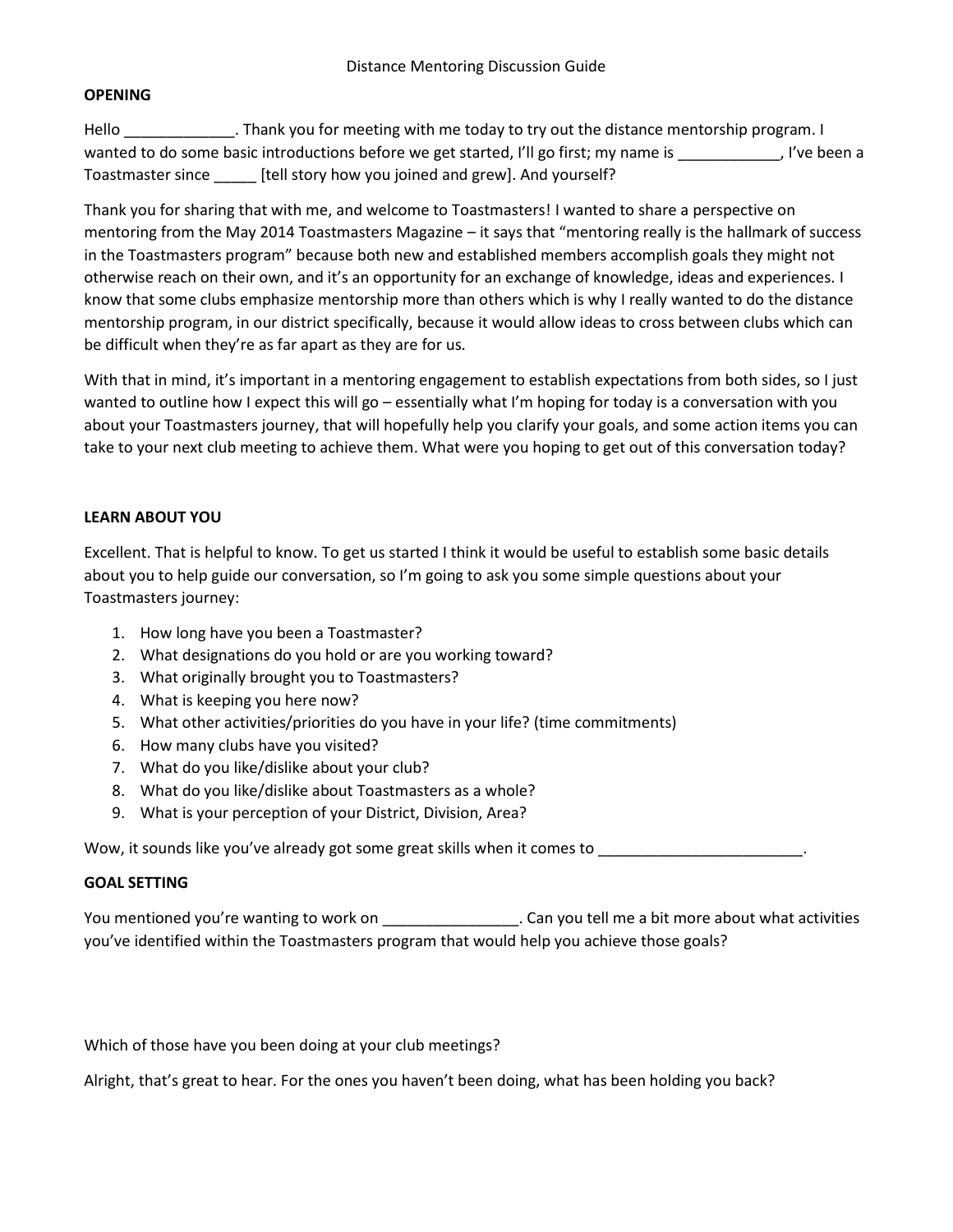# Distance Mentoring Discussion Guide

## OPENING

Hello _____________. Thank you for meeting with me today to try out the distance mentorship program. I wanted to do some basic introductions before we get started, I'll go first; my name is ____________, I've been a Toastmaster since _____ [tell story how you joined and grew]. And yourself?

Thank you for sharing that with me, and welcome to Toastmasters! I wanted to share a perspective on mentoring from the May 2014 Toastmasters Magazine – it says that "mentoring really is the hallmark of success in the Toastmasters program" because both new and established members accomplish goals they might not otherwise reach on their own, and it's an opportunity for an exchange of knowledge, ideas and experiences. I know that some clubs emphasize mentorship more than others which is why I really wanted to do the distance mentorship program, in our district specifically, because it would allow ideas to cross between clubs which can be difficult when they're as far apart as they are for us.

With that in mind, it's important in a mentoring engagement to establish expectations from both sides, so I just wanted to outline how I expect this will go – essentially what I'm hoping for today is a conversation with you about your Toastmasters journey, that will hopefully help you clarify your goals, and some action items you can take to your next club meeting to achieve them. What were you hoping to get out of this conversation today?

## LEARN ABOUT YOU

Excellent. That is helpful to know. To get us started I think it would be useful to establish some basic details about you to help guide our conversation, so I'm going to ask you some simple questions about your Toastmasters journey:

1. How long have you been a Toastmaster?
2. What designations do you hold or are you working toward?
3. What originally brought you to Toastmasters?
4. What is keeping you here now?
5. What other activities/priorities do you have in your life? (time commitments)
6. How many clubs have you visited?
7. What do you like/dislike about your club?
8. What do you like/dislike about Toastmasters as a whole?
9. What is your perception of your District, Division, Area?

Wow, it sounds like you've already got some great skills when it comes to ________________________.

## GOAL SETTING

You mentioned you're wanting to work on ________________. Can you tell me a bit more about what activities you've identified within the Toastmasters program that would help you achieve those goals?

Which of those have you been doing at your club meetings?

Alright, that's great to hear. For the ones you haven't been doing, what has been holding you back?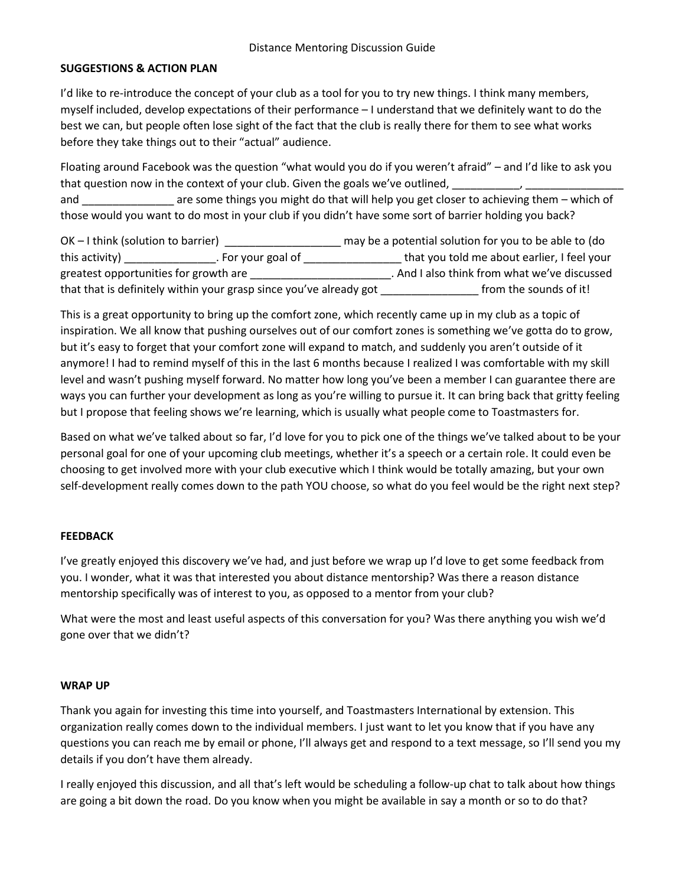## SUGGESTIONS & ACTION PLAN

I'd like to re-introduce the concept of your club as a tool for you to try new things. I think many members, myself included, develop expectations of their performance – I understand that we definitely want to do the best we can, but people often lose sight of the fact that the club is really there for them to see what works before they take things out to their "actual" audience.

Floating around Facebook was the question "what would you do if you weren't afraid" – and I'd like to ask you that question now in the context of your club. Given the goals we've outlined, ___________, ________________ and _______________ are some things you might do that will help you get closer to achieving them – which of those would you want to do most in your club if you didn't have some sort of barrier holding you back?

OK – I think (solution to barrier) ___________________ may be a potential solution for you to be able to (do this activity) _______________. For your goal of ________________ that you told me about earlier, I feel your greatest opportunities for growth are _______________________. And I also think from what we've discussed that that is definitely within your grasp since you've already got ________________ from the sounds of it!

This is a great opportunity to bring up the comfort zone, which recently came up in my club as a topic of inspiration. We all know that pushing ourselves out of our comfort zones is something we've gotta do to grow, but it's easy to forget that your comfort zone will expand to match, and suddenly you aren't outside of it anymore! I had to remind myself of this in the last 6 months because I realized I was comfortable with my skill level and wasn't pushing myself forward. No matter how long you've been a member I can guarantee there are ways you can further your development as long as you're willing to pursue it. It can bring back that gritty feeling but I propose that feeling shows we're learning, which is usually what people come to Toastmasters for.

Based on what we've talked about so far, I'd love for you to pick one of the things we've talked about to be your personal goal for one of your upcoming club meetings, whether it's a speech or a certain role. It could even be choosing to get involved more with your club executive which I think would be totally amazing, but your own self-development really comes down to the path YOU choose, so what do you feel would be the right next step?

## FEEDBACK

I've greatly enjoyed this discovery we've had, and just before we wrap up I'd love to get some feedback from you. I wonder, what it was that interested you about distance mentorship? Was there a reason distance mentorship specifically was of interest to you, as opposed to a mentor from your club?

What were the most and least useful aspects of this conversation for you? Was there anything you wish we'd gone over that we didn't?

## WRAP UP

Thank you again for investing this time into yourself, and Toastmasters International by extension. This organization really comes down to the individual members. I just want to let you know that if you have any questions you can reach me by email or phone, I'll always get and respond to a text message, so I'll send you my details if you don't have them already.

I really enjoyed this discussion, and all that's left would be scheduling a follow-up chat to talk about how things are going a bit down the road. Do you know when you might be available in say a month or so to do that?